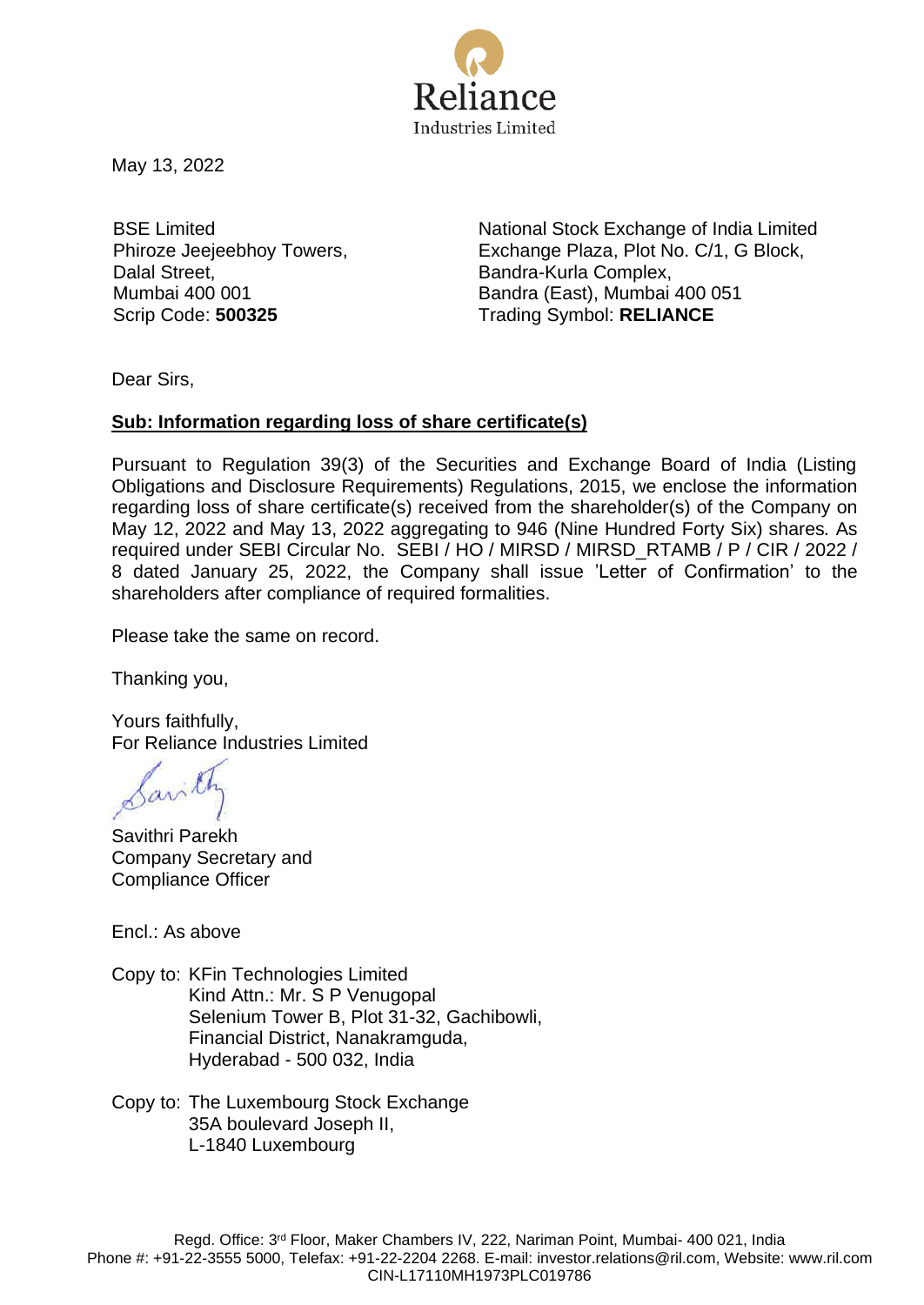Reliance Industries Limited

May 13, 2022

BSE Limited
Phiroze Jeejeebhoy Towers,
Dalal Street,
Mumbai 400 001
Scrip Code: **500325**

National Stock Exchange of India Limited
Exchange Plaza, Plot No. C/1, G Block,
Bandra-Kurla Complex,
Bandra (East), Mumbai 400 051
Trading Symbol: **RELIANCE**

Dear Sirs,

**Sub: Information regarding loss of share certificate(s)**

Pursuant to Regulation 39(3) of the Securities and Exchange Board of India (Listing Obligations and Disclosure Requirements) Regulations, 2015, we enclose the information regarding loss of share certificate(s) received from the shareholder(s) of the Company on May 12, 2022 and May 13, 2022 aggregating to 946 (Nine Hundred Forty Six) shares*.* As required under SEBI Circular No. SEBI / HO / MIRSD / MIRSD_RTAMB / P / CIR / 2022 / 8 dated January 25, 2022, the Company shall issue 'Letter of Confirmation' to the shareholders after compliance of required formalities.

Please take the same on record.

Thanking you,

Yours faithfully,
For Reliance Industries Limited

Savithri Parekh
Company Secretary and
Compliance Officer

Encl.: As above

Copy to: KFin Technologies Limited
Kind Attn.: Mr. S P Venugopal
Selenium Tower B, Plot 31-32, Gachibowli,
Financial District, Nanakramguda,
Hyderabad - 500 032, India

Copy to: The Luxembourg Stock Exchange
35A boulevard Joseph II,
L-1840 Luxembourg

Regd. Office: 3rd Floor, Maker Chambers IV, 222, Nariman Point, Mumbai- 400 021, India
Phone #: +91-22-3555 5000, Telefax: +91-22-2204 2268. E-mail: investor.relations@ril.com, Website: www.ril.com
CIN-L17110MH1973PLC019786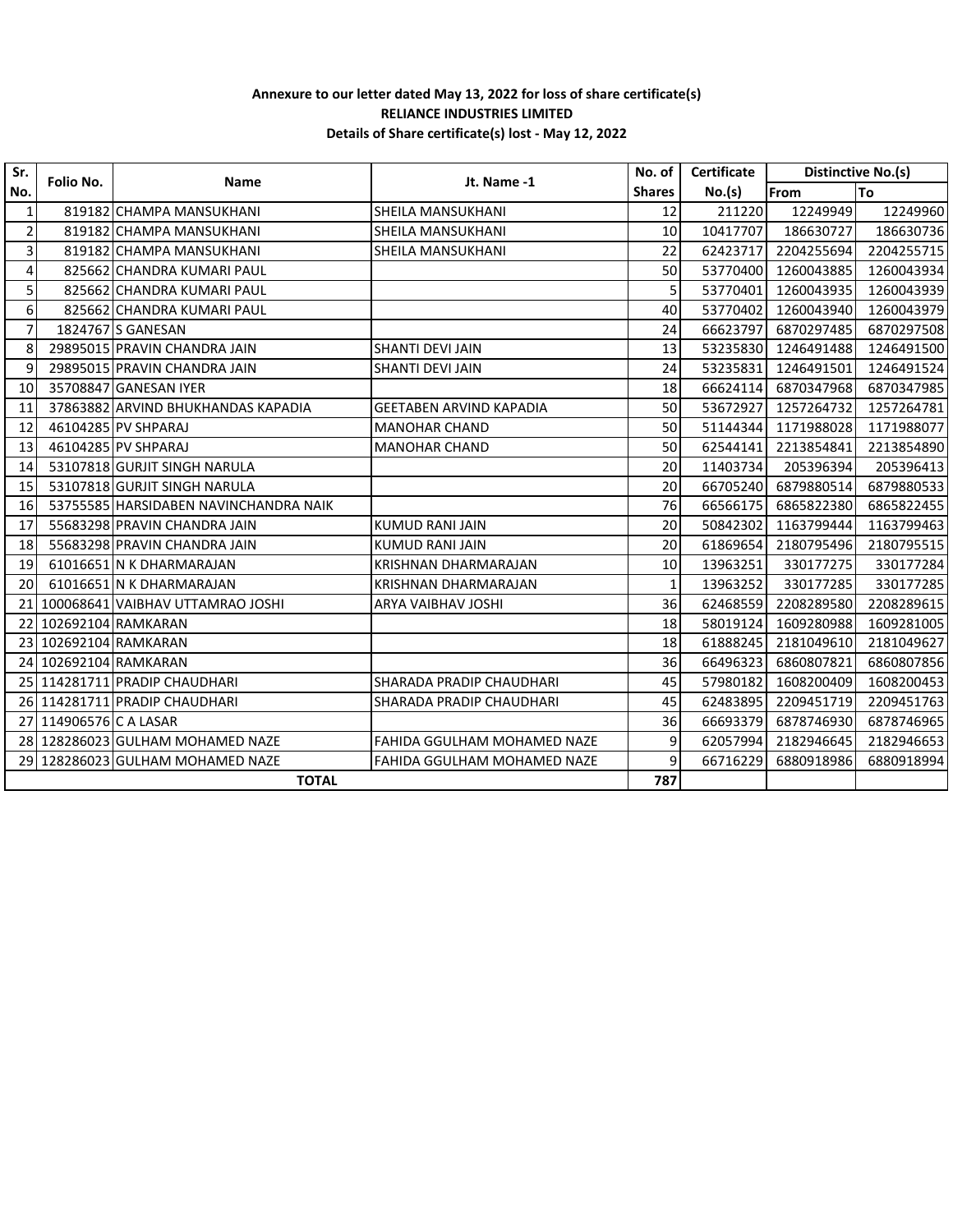**Annexure to our letter dated May 13, 2022 for loss of share certificate(s)**

**RELIANCE INDUSTRIES LIMITED**

**Details of Share certificate(s) lost - May 12, 2022**

| Sr. No. | Folio No. | Name | Jt. Name -1 | No. of Shares | Certificate No.(s) | Distinctive No.(s) | |
|---|---|---|---|---|---|---|---|
| | | | | | | From | To |
| 1 | 819182 | CHAMPA MANSUKHANI | SHEILA MANSUKHANI | 12 | 211220 | 12249949 | 12249960 |
| 2 | 819182 | CHAMPA MANSUKHANI | SHEILA MANSUKHANI | 10 | 10417707 | 186630727 | 186630736 |
| 3 | 819182 | CHAMPA MANSUKHANI | SHEILA MANSUKHANI | 22 | 62423717 | 2204255694 | 2204255715 |
| 4 | 825662 | CHANDRA KUMARI PAUL | | 50 | 53770400 | 1260043885 | 1260043934 |
| 5 | 825662 | CHANDRA KUMARI PAUL | | 5 | 53770401 | 1260043935 | 1260043939 |
| 6 | 825662 | CHANDRA KUMARI PAUL | | 40 | 53770402 | 1260043940 | 1260043979 |
| 7 | 1824767 | S GANESAN | | 24 | 66623797 | 6870297485 | 6870297508 |
| 8 | 29895015 | PRAVIN CHANDRA JAIN | SHANTI DEVI JAIN | 13 | 53235830 | 1246491488 | 1246491500 |
| 9 | 29895015 | PRAVIN CHANDRA JAIN | SHANTI DEVI JAIN | 24 | 53235831 | 1246491501 | 1246491524 |
| 10 | 35708847 | GANESAN IYER | | 18 | 66624114 | 6870347968 | 6870347985 |
| 11 | 37863882 | ARVIND BHUKHANDAS KAPADIA | GEETABEN ARVIND KAPADIA | 50 | 53672927 | 1257264732 | 1257264781 |
| 12 | 46104285 | PV SHPARAJ | MANOHAR CHAND | 50 | 51144344 | 1171988028 | 1171988077 |
| 13 | 46104285 | PV SHPARAJ | MANOHAR CHAND | 50 | 62544141 | 2213854841 | 2213854890 |
| 14 | 53107818 | GURJIT SINGH NARULA | | 20 | 11403734 | 205396394 | 205396413 |
| 15 | 53107818 | GURJIT SINGH NARULA | | 20 | 66705240 | 6879880514 | 6879880533 |
| 16 | 53755585 | HARSIDABEN NAVINCHANDRA NAIK | | 76 | 66566175 | 6865822380 | 6865822455 |
| 17 | 55683298 | PRAVIN CHANDRA JAIN | KUMUD RANI JAIN | 20 | 50842302 | 1163799444 | 1163799463 |
| 18 | 55683298 | PRAVIN CHANDRA JAIN | KUMUD RANI JAIN | 20 | 61869654 | 2180795496 | 2180795515 |
| 19 | 61016651 | N K DHARMARAJAN | KRISHNAN DHARMARAJAN | 10 | 13963251 | 330177275 | 330177284 |
| 20 | 61016651 | N K DHARMARAJAN | KRISHNAN DHARMARAJAN | 1 | 13963252 | 330177285 | 330177285 |
| 21 | 100068641 | VAIBHAV UTTAMRAO JOSHI | ARYA VAIBHAV JOSHI | 36 | 62468559 | 2208289580 | 2208289615 |
| 22 | 102692104 | RAMKARAN | | 18 | 58019124 | 1609280988 | 1609281005 |
| 23 | 102692104 | RAMKARAN | | 18 | 61888245 | 2181049610 | 2181049627 |
| 24 | 102692104 | RAMKARAN | | 36 | 66496323 | 6860807821 | 6860807856 |
| 25 | 114281711 | PRADIP CHAUDHARI | SHARADA PRADIP CHAUDHARI | 45 | 57980182 | 1608200409 | 1608200453 |
| 26 | 114281711 | PRADIP CHAUDHARI | SHARADA PRADIP CHAUDHARI | 45 | 62483895 | 2209451719 | 2209451763 |
| 27 | 114906576 | C A LASAR | | 36 | 66693379 | 6878746930 | 6878746965 |
| 28 | 128286023 | GULHAM MOHAMED NAZE | FAHIDA GGULHAM MOHAMED NAZE | 9 | 62057994 | 2182946645 | 2182946653 |
| 29 | 128286023 | GULHAM MOHAMED NAZE | FAHIDA GGULHAM MOHAMED NAZE | 9 | 66716229 | 6880918986 | 6880918994 |
| **TOTAL** | | | | **787** | | | |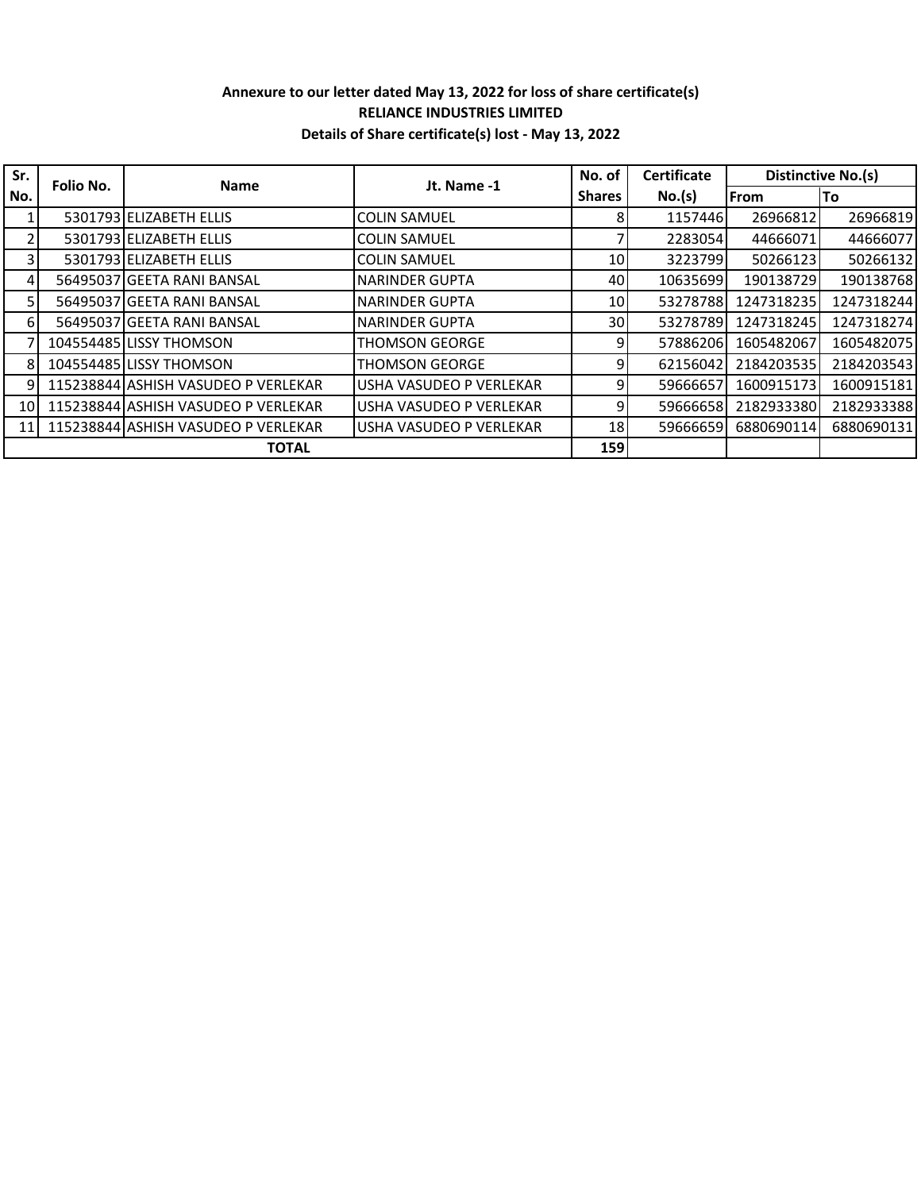**Annexure to our letter dated May 13, 2022 for loss of share certificate(s)**

**RELIANCE INDUSTRIES LIMITED**

**Details of Share certificate(s) lost - May 13, 2022**

| Sr. No. | Folio No. | Name | Jt. Name -1 | No. of Shares | Certificate No.(s) | Distinctive No.(s) | |
|---|---|---|---|---|---|---|---|
| | | | | | | From | To |
| 1 | 5301793 | ELIZABETH ELLIS | COLIN SAMUEL | 8 | 1157446 | 26966812 | 26966819 |
| 2 | 5301793 | ELIZABETH ELLIS | COLIN SAMUEL | 7 | 2283054 | 44666071 | 44666077 |
| 3 | 5301793 | ELIZABETH ELLIS | COLIN SAMUEL | 10 | 3223799 | 50266123 | 50266132 |
| 4 | 56495037 | GEETA RANI BANSAL | NARINDER GUPTA | 40 | 10635699 | 190138729 | 190138768 |
| 5 | 56495037 | GEETA RANI BANSAL | NARINDER GUPTA | 10 | 53278788 | 1247318235 | 1247318244 |
| 6 | 56495037 | GEETA RANI BANSAL | NARINDER GUPTA | 30 | 53278789 | 1247318245 | 1247318274 |
| 7 | 104554485 | LISSY THOMSON | THOMSON GEORGE | 9 | 57886206 | 1605482067 | 1605482075 |
| 8 | 104554485 | LISSY THOMSON | THOMSON GEORGE | 9 | 62156042 | 2184203535 | 2184203543 |
| 9 | 115238844 | ASHISH VASUDEO P VERLEKAR | USHA VASUDEO P VERLEKAR | 9 | 59666657 | 1600915173 | 1600915181 |
| 10 | 115238844 | ASHISH VASUDEO P VERLEKAR | USHA VASUDEO P VERLEKAR | 9 | 59666658 | 2182933380 | 2182933388 |
| 11 | 115238844 | ASHISH VASUDEO P VERLEKAR | USHA VASUDEO P VERLEKAR | 18 | 59666659 | 6880690114 | 6880690131 |
| **TOTAL** | | | | **159** | | | |